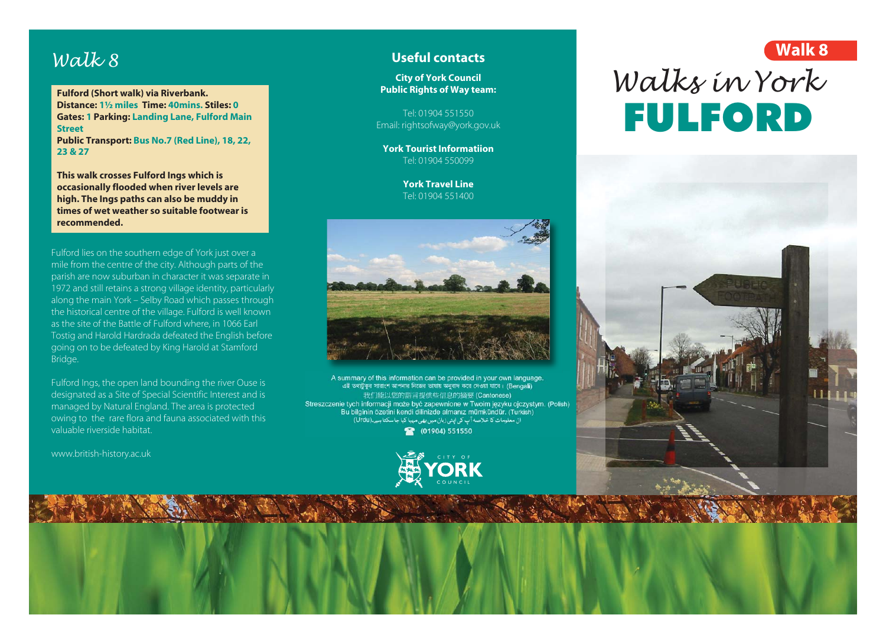# Walk 8

**Fulford (Short walk) via Riverbank.**
**Distance:** 1½ miles **Time:** 40mins. **Stiles:** 0
**Gates:** 1 **Parking:** Landing Lane, Fulford Main Street
**Public Transport:** Bus No.7 (Red Line), 18, 22, 23 & 27

**This walk crosses Fulford Ings which is occasionally flooded when river levels are high. The Ings paths can also be muddy in times of wet weather so suitable footwear is recommended.**

Fulford lies on the southern edge of York just over a mile from the centre of the city. Although parts of the parish are now suburban in character it was separate in 1972 and still retains a strong village identity, particularly along the main York – Selby Road which passes through the historical centre of the village. Fulford is well known as the site of the Battle of Fulford where, in 1066 Earl Tostig and Harold Hardrada defeated the English before going on to be defeated by King Harold at Stamford Bridge.

Fulford Ings, the open land bounding the river Ouse is designated as a Site of Special Scientific Interest and is managed by Natural England. The area is protected owing to the rare flora and fauna associated with this valuable riverside habitat.

www.british-history.ac.uk

## Useful contacts

**City of York Council Public Rights of Way team:**

Tel: 01904 551550
Email: rightsofway@york.gov.uk

**York Tourist Informatiion**
Tel: 01904 550099

**York Travel Line**
Tel: 01904 551400

A summary of this information can be provided in your own language.
এই তথ্যগুলির সারাংশ আপনার নিজের ভাষায় অনুবাদ করে দেওয়া যাবে। (Bengali)
我们能以您的語言提供些信息的摘要 (Cantonese)
Streszczenie tych informacji może być zapewnione w Twoim języku ojczystym. (Polish)
Bu bilginin özetini kendi dilinizde almanız mümkündür. (Turkish)
ان معلومات کا خلاصہ آپ کی اپنی زبان میں بھی مہیا کیا جا سکتا ہے۔ (Urdu)
(01904) 551550

CITY OF YORK COUNCIL

**Walk 8**

# Walks in York
# FULFORD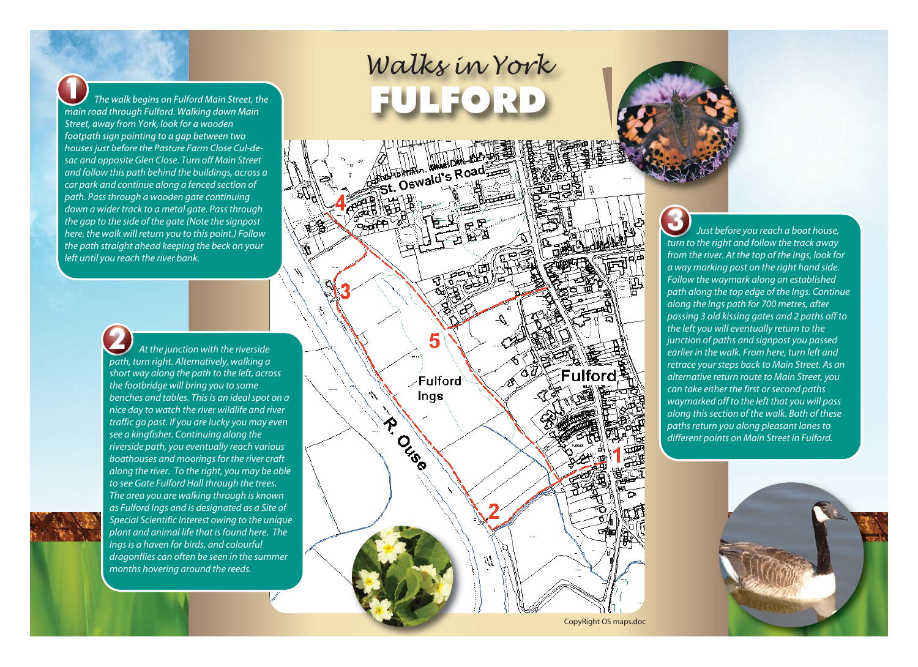# Walks in York

# FULFORD

**1** The walk begins on Fulford Main Street, the main road through Fulford. Walking down Main Street, away from York, look for a wooden footpath sign pointing to a gap between two houses just before the Pasture Farm Close Cul-de-sac and opposite Glen Close. Turn off Main Street and follow this path behind the buildings, across a car park and continue along a fenced section of path. Pass through a wooden gate continuing down a wider track to a metal gate. Pass through the gap to the side of the gate (Note the signpost here, the walk will return you to this point.) Follow the path straight ahead keeping the beck on your left until you reach the river bank.

**2** At the junction with the riverside path, turn right. Alternatively, walking a short way along the path to the left, across the footbridge will bring you to some benches and tables. This is an ideal spot on a nice day to watch the river wildlife and river traffic go past. If you are lucky you may even see a kingfisher. Continuing along the riverside path, you eventually reach various boathouses and moorings for the river craft along the river. To the right, you may be able to see Gate Fulford Hall through the trees. The area you are walking through is known as Fulford Ings and is designated as a Site of Special Scientific Interest owing to the unique plant and animal life that is found here. The Ings is a haven for birds, and colourful dragonflies can often be seen in the summer months hovering around the reeds.

St. Oswald's Road

Fulford Ings

R. Ouse

Fulford

1

2

3

4

5

CopyRight OS maps.doc

**3** Just before you reach a boat house, turn to the right and follow the track away from the river. At the top of the Ings, look for a way marking post on the right hand side. Follow the waymark along an established path along the top edge of the Ings. Continue along the Ings path for 700 metres, after passing 3 old kissing gates and 2 paths off to the left you will eventually return to the junction of paths and signpost you passed earlier in the walk. From here, turn left and retrace your steps back to Main Street. As an alternative return route to Main Street, you can take either the first or second paths waymarked off to the left that you will pass along this section of the walk. Both of these paths return you along pleasant lanes to different points on Main Street in Fulford.